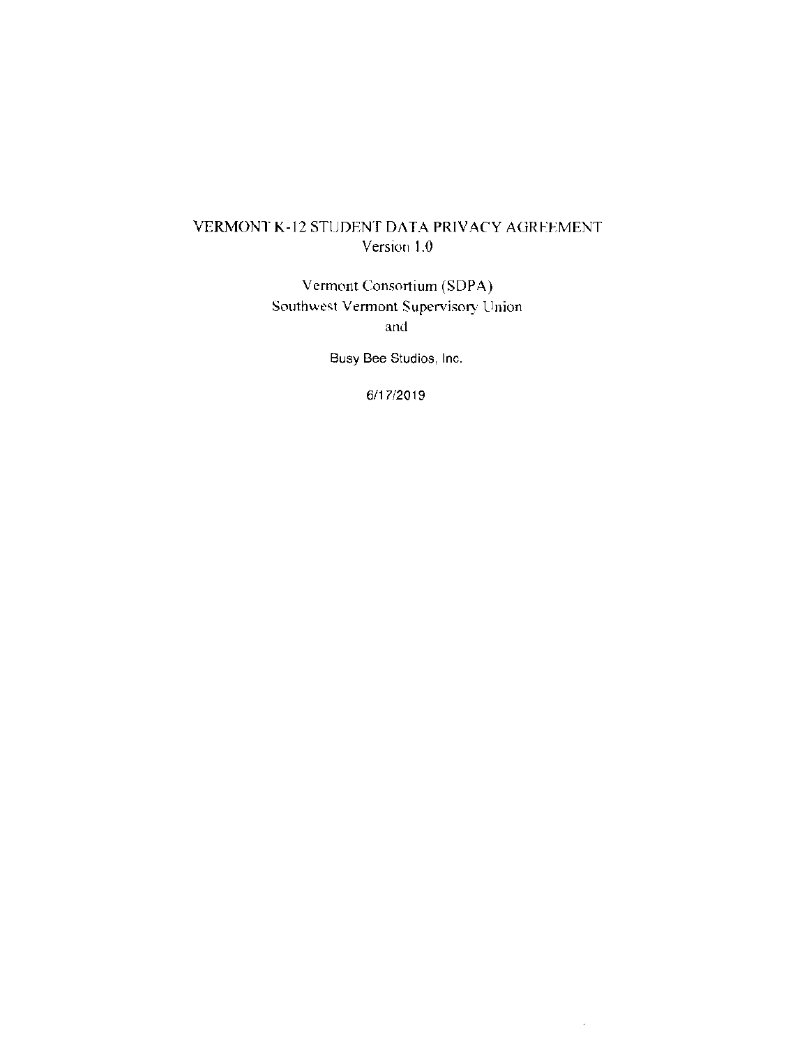# VERMONT K-12 STUDENT DATA PRIVACY AGREEMENT
Version 1.0

Vermont Consortium (SDPA)
Southwest Vermont Supervisory Union
and

Busy Bee Studios, Inc.

6/17/2019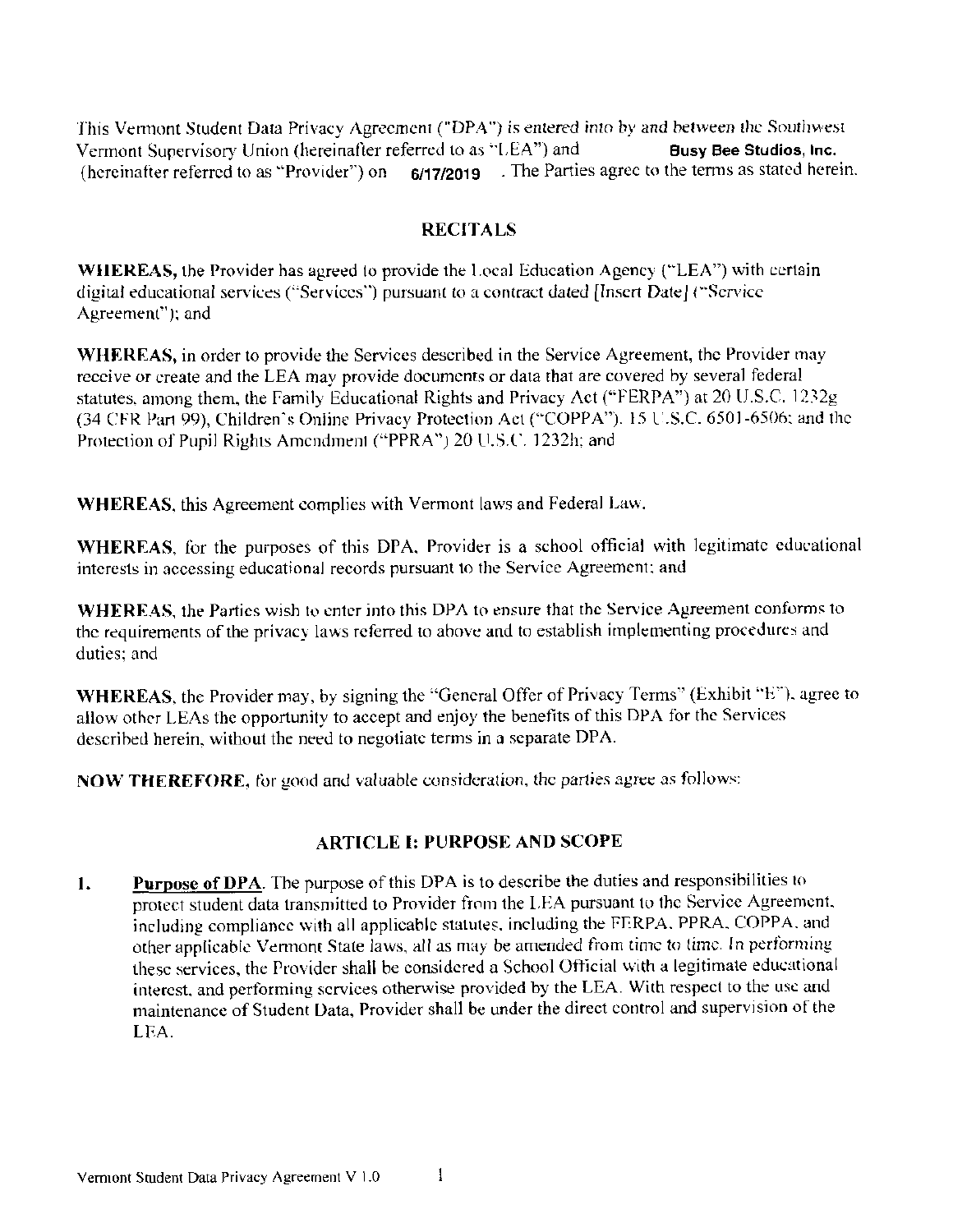This Vermont Student Data Privacy Agreement ("DPA") is entered into by and between the Southwest Vermont Supervisory Union (hereinafter referred to as "LEA") and **Busy Bee Studios, Inc.** (hereinafter referred to as "Provider") on **6/17/2019** . The Parties agree to the terms as stated herein.

## RECITALS

**WHEREAS,** the Provider has agreed to provide the Local Education Agency ("LEA") with certain digital educational services ("Services") pursuant to a contract dated [Insert Date] ("Service Agreement"); and

**WHEREAS,** in order to provide the Services described in the Service Agreement, the Provider may receive or create and the LEA may provide documents or data that are covered by several federal statutes, among them, the Family Educational Rights and Privacy Act ("FERPA") at 20 U.S.C. 1232g (34 CFR Part 99), Children's Online Privacy Protection Act ("COPPA"), 15 U.S.C. 6501-6506; and the Protection of Pupil Rights Amendment ("PPRA") 20 U.S.C. 1232h; and

**WHEREAS**, this Agreement complies with Vermont laws and Federal Law.

**WHEREAS**, for the purposes of this DPA, Provider is a school official with legitimate educational interests in accessing educational records pursuant to the Service Agreement; and

**WHEREAS**, the Parties wish to enter into this DPA to ensure that the Service Agreement conforms to the requirements of the privacy laws referred to above and to establish implementing procedures and duties; and

**WHEREAS**, the Provider may, by signing the "General Offer of Privacy Terms" (Exhibit "E"), agree to allow other LEAs the opportunity to accept and enjoy the benefits of this DPA for the Services described herein, without the need to negotiate terms in a separate DPA.

**NOW THEREFORE**, for good and valuable consideration, the parties agree as follows:

## ARTICLE I: PURPOSE AND SCOPE

1. **Purpose of DPA**. The purpose of this DPA is to describe the duties and responsibilities to protect student data transmitted to Provider from the LEA pursuant to the Service Agreement, including compliance with all applicable statutes, including the FERPA, PPRA, COPPA, and other applicable Vermont State laws, all as may be amended from time to time. In performing these services, the Provider shall be considered a School Official with a legitimate educational interest, and performing services otherwise provided by the LEA. With respect to the use and maintenance of Student Data, Provider shall be under the direct control and supervision of the LEA.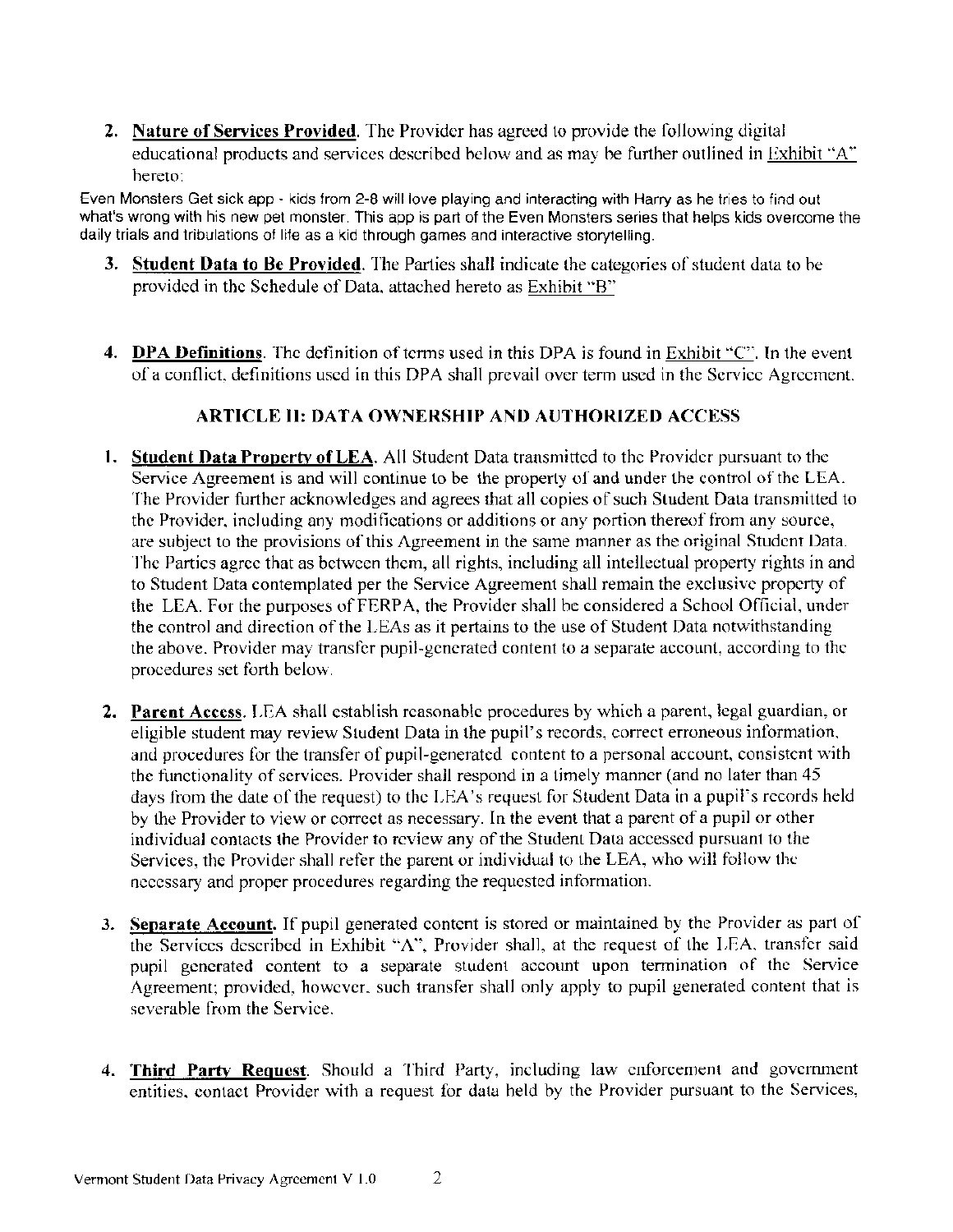2. **Nature of Services Provided**. The Provider has agreed to provide the following digital educational products and services described below and as may be further outlined in Exhibit "A" hereto:

Even Monsters Get sick app - kids from 2-8 will love playing and interacting with Harry as he tries to find out what's wrong with his new pet monster. This app is part of the Even Monsters series that helps kids overcome the daily trials and tribulations of life as a kid through games and interactive storytelling.

3. **Student Data to Be Provided**. The Parties shall indicate the categories of student data to be provided in the Schedule of Data, attached hereto as Exhibit "B"

4. **DPA Definitions**. The definition of terms used in this DPA is found in Exhibit "C". In the event of a conflict, definitions used in this DPA shall prevail over term used in the Service Agreement.

### ARTICLE II: DATA OWNERSHIP AND AUTHORIZED ACCESS

1. **Student Data Property of LEA**. All Student Data transmitted to the Provider pursuant to the Service Agreement is and will continue to be the property of and under the control of the LEA. The Provider further acknowledges and agrees that all copies of such Student Data transmitted to the Provider, including any modifications or additions or any portion thereof from any source, are subject to the provisions of this Agreement in the same manner as the original Student Data. The Parties agree that as between them, all rights, including all intellectual property rights in and to Student Data contemplated per the Service Agreement shall remain the exclusive property of the LEA. For the purposes of FERPA, the Provider shall be considered a School Official, under the control and direction of the LEAs as it pertains to the use of Student Data notwithstanding the above. Provider may transfer pupil-generated content to a separate account, according to the procedures set forth below.

2. **Parent Access**. LEA shall establish reasonable procedures by which a parent, legal guardian, or eligible student may review Student Data in the pupil's records, correct erroneous information, and procedures for the transfer of pupil-generated content to a personal account, consistent with the functionality of services. Provider shall respond in a timely manner (and no later than 45 days from the date of the request) to the LEA's request for Student Data in a pupil's records held by the Provider to view or correct as necessary. In the event that a parent of a pupil or other individual contacts the Provider to review any of the Student Data accessed pursuant to the Services, the Provider shall refer the parent or individual to the LEA, who will follow the necessary and proper procedures regarding the requested information.

3. **Separate Account**. If pupil generated content is stored or maintained by the Provider as part of the Services described in Exhibit "A", Provider shall, at the request of the LEA, transfer said pupil generated content to a separate student account upon termination of the Service Agreement; provided, however, such transfer shall only apply to pupil generated content that is severable from the Service.

4. **Third Party Request**. Should a Third Party, including law enforcement and government entities, contact Provider with a request for data held by the Provider pursuant to the Services,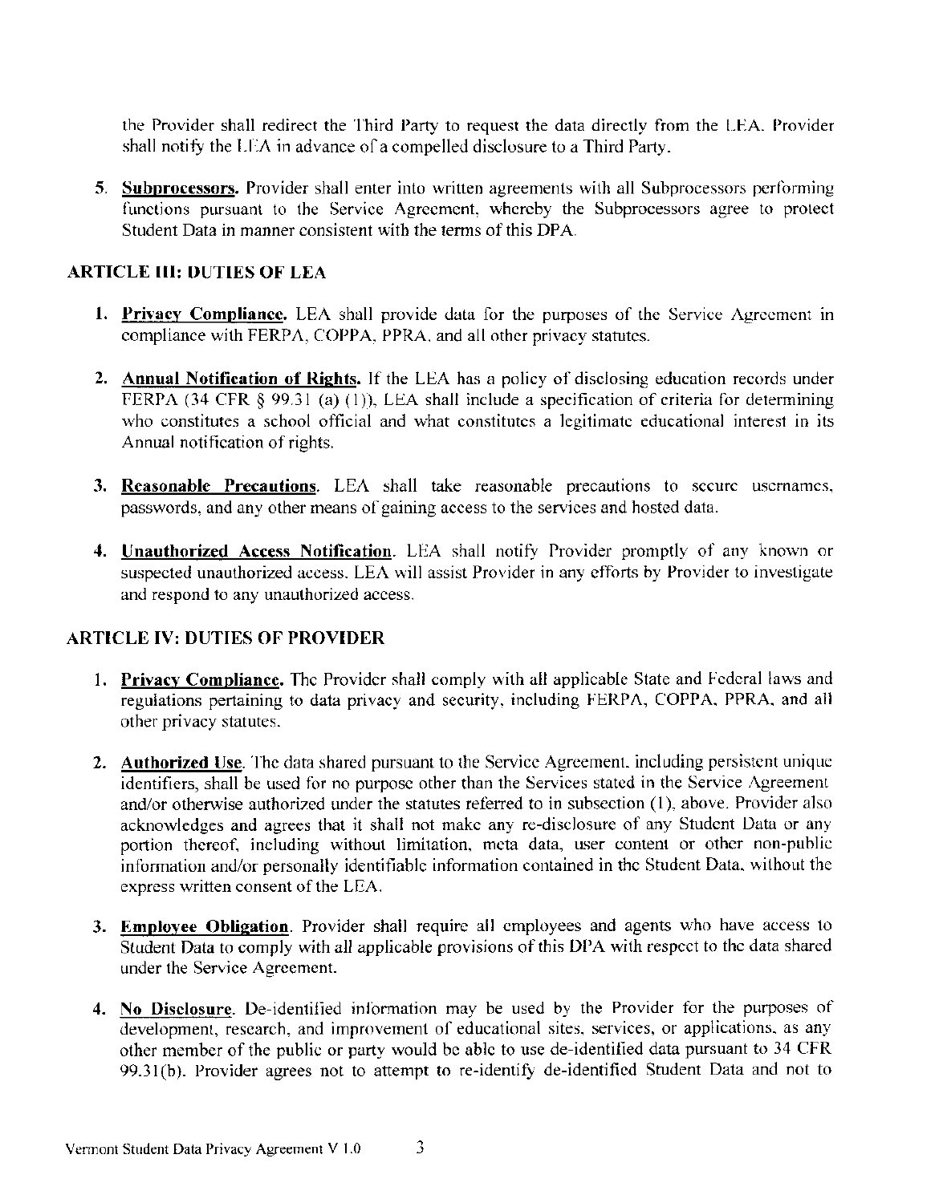the Provider shall redirect the Third Party to request the data directly from the LEA. Provider shall notify the LEA in advance of a compelled disclosure to a Third Party.

5. **Subprocessors.** Provider shall enter into written agreements with all Subprocessors performing functions pursuant to the Service Agreement, whereby the Subprocessors agree to protect Student Data in manner consistent with the terms of this DPA.

## ARTICLE III: DUTIES OF LEA

1. **Privacy Compliance.** LEA shall provide data for the purposes of the Service Agreement in compliance with FERPA, COPPA, PPRA, and all other privacy statutes.

2. **Annual Notification of Rights.** If the LEA has a policy of disclosing education records under FERPA (34 CFR § 99.31 (a) (1)), LEA shall include a specification of criteria for determining who constitutes a school official and what constitutes a legitimate educational interest in its Annual notification of rights.

3. **Reasonable Precautions**. LEA shall take reasonable precautions to secure usernames, passwords, and any other means of gaining access to the services and hosted data.

4. **Unauthorized Access Notification**. LEA shall notify Provider promptly of any known or suspected unauthorized access. LEA will assist Provider in any efforts by Provider to investigate and respond to any unauthorized access.

## ARTICLE IV: DUTIES OF PROVIDER

1. **Privacy Compliance.** The Provider shall comply with all applicable State and Federal laws and regulations pertaining to data privacy and security, including FERPA, COPPA, PPRA, and all other privacy statutes.

2. **Authorized Use**. The data shared pursuant to the Service Agreement, including persistent unique identifiers, shall be used for no purpose other than the Services stated in the Service Agreement and/or otherwise authorized under the statutes referred to in subsection (1), above. Provider also acknowledges and agrees that it shall not make any re-disclosure of any Student Data or any portion thereof, including without limitation, meta data, user content or other non-public information and/or personally identifiable information contained in the Student Data, without the express written consent of the LEA.

3. **Employee Obligation**. Provider shall require all employees and agents who have access to Student Data to comply with all applicable provisions of this DPA with respect to the data shared under the Service Agreement.

4. **No Disclosure**. De-identified information may be used by the Provider for the purposes of development, research, and improvement of educational sites, services, or applications, as any other member of the public or party would be able to use de-identified data pursuant to 34 CFR 99.31(b). Provider agrees not to attempt to re-identify de-identified Student Data and not to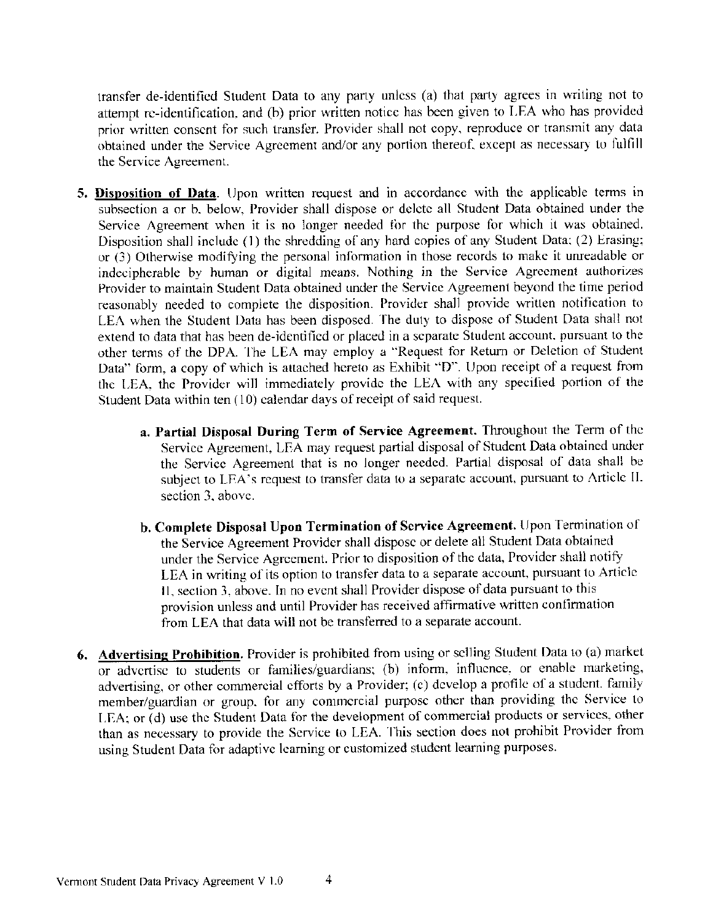transfer de-identified Student Data to any party unless (a) that party agrees in writing not to attempt re-identification, and (b) prior written notice has been given to LEA who has provided prior written consent for such transfer. Provider shall not copy, reproduce or transmit any data obtained under the Service Agreement and/or any portion thereof, except as necessary to fulfill the Service Agreement.

5. **Disposition of Data**. Upon written request and in accordance with the applicable terms in subsection a or b, below, Provider shall dispose or delete all Student Data obtained under the Service Agreement when it is no longer needed for the purpose for which it was obtained. Disposition shall include (1) the shredding of any hard copies of any Student Data; (2) Erasing; or (3) Otherwise modifying the personal information in those records to make it unreadable or indecipherable by human or digital means. Nothing in the Service Agreement authorizes Provider to maintain Student Data obtained under the Service Agreement beyond the time period reasonably needed to complete the disposition. Provider shall provide written notification to LEA when the Student Data has been disposed. The duty to dispose of Student Data shall not extend to data that has been de-identified or placed in a separate Student account, pursuant to the other terms of the DPA. The LEA may employ a "Request for Return or Deletion of Student Data" form, a copy of which is attached hereto as Exhibit "D". Upon receipt of a request from the LEA, the Provider will immediately provide the LEA with any specified portion of the Student Data within ten (10) calendar days of receipt of said request.

   a. **Partial Disposal During Term of Service Agreement.** Throughout the Term of the Service Agreement, LEA may request partial disposal of Student Data obtained under the Service Agreement that is no longer needed. Partial disposal of data shall be subject to LEA's request to transfer data to a separate account, pursuant to Article II, section 3, above.

   b. **Complete Disposal Upon Termination of Service Agreement.** Upon Termination of the Service Agreement Provider shall dispose or delete all Student Data obtained under the Service Agreement. Prior to disposition of the data, Provider shall notify LEA in writing of its option to transfer data to a separate account, pursuant to Article II, section 3, above. In no event shall Provider dispose of data pursuant to this provision unless and until Provider has received affirmative written confirmation from LEA that data will not be transferred to a separate account.

6. **Advertising Prohibition.** Provider is prohibited from using or selling Student Data to (a) market or advertise to students or families/guardians; (b) inform, influence, or enable marketing, advertising, or other commercial efforts by a Provider; (c) develop a profile of a student, family member/guardian or group, for any commercial purpose other than providing the Service to LEA; or (d) use the Student Data for the development of commercial products or services, other than as necessary to provide the Service to LEA. This section does not prohibit Provider from using Student Data for adaptive learning or customized student learning purposes.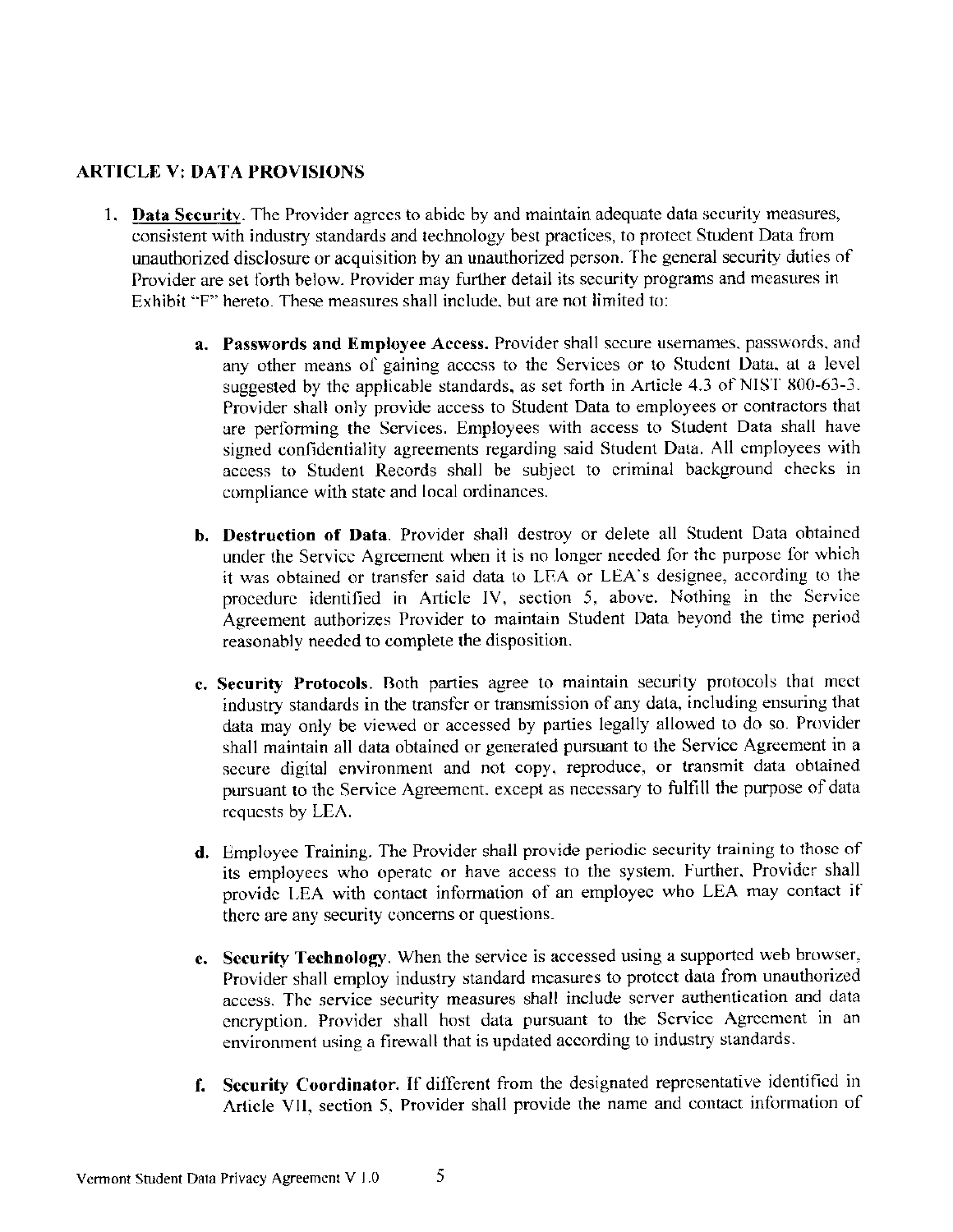## ARTICLE V: DATA PROVISIONS

1. **Data Security**. The Provider agrees to abide by and maintain adequate data security measures, consistent with industry standards and technology best practices, to protect Student Data from unauthorized disclosure or acquisition by an unauthorized person. The general security duties of Provider are set forth below. Provider may further detail its security programs and measures in Exhibit "F" hereto. These measures shall include, but are not limited to:

    a. **Passwords and Employee Access.** Provider shall secure usernames, passwords, and any other means of gaining access to the Services or to Student Data, at a level suggested by the applicable standards, as set forth in Article 4.3 of NIST 800-63-3. Provider shall only provide access to Student Data to employees or contractors that are performing the Services. Employees with access to Student Data shall have signed confidentiality agreements regarding said Student Data. All employees with access to Student Records shall be subject to criminal background checks in compliance with state and local ordinances.

    b. **Destruction of Data**. Provider shall destroy or delete all Student Data obtained under the Service Agreement when it is no longer needed for the purpose for which it was obtained or transfer said data to LEA or LEA's designee, according to the procedure identified in Article IV, section 5, above. Nothing in the Service Agreement authorizes Provider to maintain Student Data beyond the time period reasonably needed to complete the disposition.

    c. **Security Protocols**. Both parties agree to maintain security protocols that meet industry standards in the transfer or transmission of any data, including ensuring that data may only be viewed or accessed by parties legally allowed to do so. Provider shall maintain all data obtained or generated pursuant to the Service Agreement in a secure digital environment and not copy, reproduce, or transmit data obtained pursuant to the Service Agreement, except as necessary to fulfill the purpose of data requests by LEA.

    d. Employee Training. The Provider shall provide periodic security training to those of its employees who operate or have access to the system. Further, Provider shall provide LEA with contact information of an employee who LEA may contact if there are any security concerns or questions.

    e. **Security Technology**. When the service is accessed using a supported web browser, Provider shall employ industry standard measures to protect data from unauthorized access. The service security measures shall include server authentication and data encryption. Provider shall host data pursuant to the Service Agreement in an environment using a firewall that is updated according to industry standards.

    f. **Security Coordinator.** If different from the designated representative identified in Article VII, section 5, Provider shall provide the name and contact information of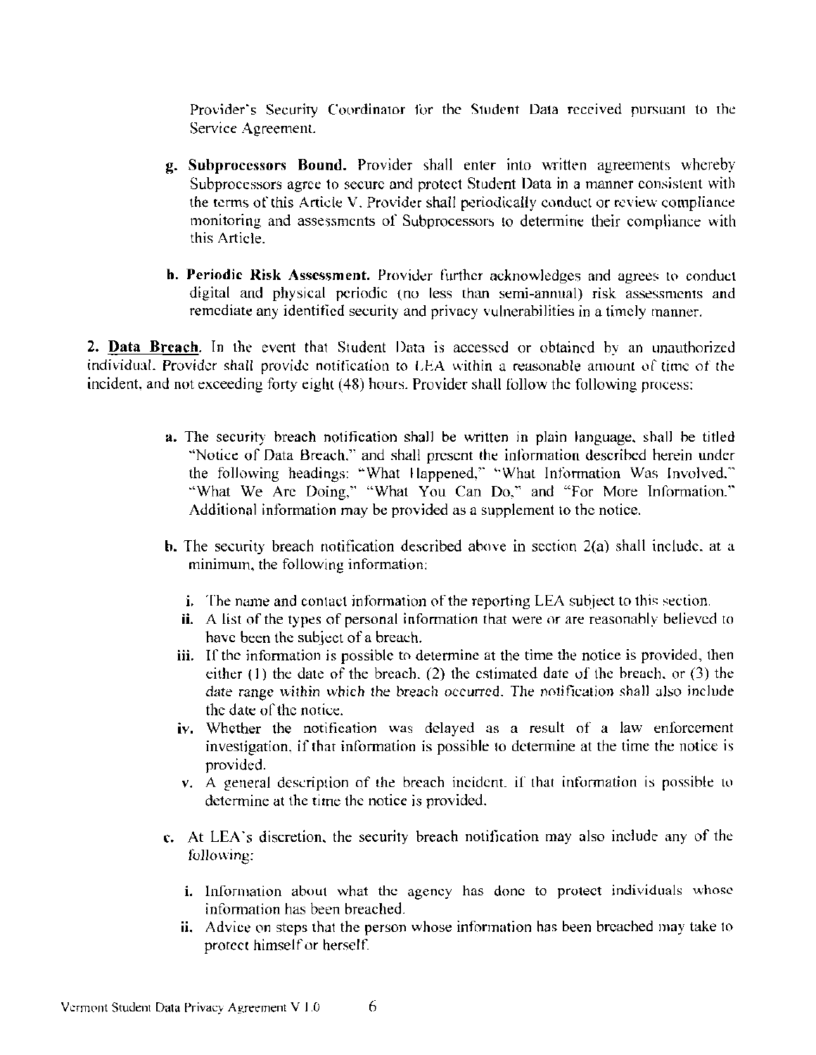Provider's Security Coordinator for the Student Data received pursuant to the Service Agreement.

g. **Subprocessors Bound.** Provider shall enter into written agreements whereby Subprocessors agree to secure and protect Student Data in a manner consistent with the terms of this Article V. Provider shall periodically conduct or review compliance monitoring and assessments of Subprocessors to determine their compliance with this Article.

h. **Periodic Risk Assessment.** Provider further acknowledges and agrees to conduct digital and physical periodic (no less than semi-annual) risk assessments and remediate any identified security and privacy vulnerabilities in a timely manner.

2. **Data Breach.** In the event that Student Data is accessed or obtained by an unauthorized individual, Provider shall provide notification to LEA within a reasonable amount of time of the incident, and not exceeding forty eight (48) hours. Provider shall follow the following process:

a. The security breach notification shall be written in plain language, shall be titled "Notice of Data Breach," and shall present the information described herein under the following headings: "What Happened," "What Information Was Involved," "What We Are Doing," "What You Can Do," and "For More Information." Additional information may be provided as a supplement to the notice.

b. The security breach notification described above in section 2(a) shall include, at a minimum, the following information:

   i. The name and contact information of the reporting LEA subject to this section.
   ii. A list of the types of personal information that were or are reasonably believed to have been the subject of a breach.
   iii. If the information is possible to determine at the time the notice is provided, then either (1) the date of the breach, (2) the estimated date of the breach, or (3) the date range within which the breach occurred. The notification shall also include the date of the notice.
   iv. Whether the notification was delayed as a result of a law enforcement investigation, if that information is possible to determine at the time the notice is provided.
   v. A general description of the breach incident, if that information is possible to determine at the time the notice is provided.

c. At LEA's discretion, the security breach notification may also include any of the following:

   i. Information about what the agency has done to protect individuals whose information has been breached.
   ii. Advice on steps that the person whose information has been breached may take to protect himself or herself.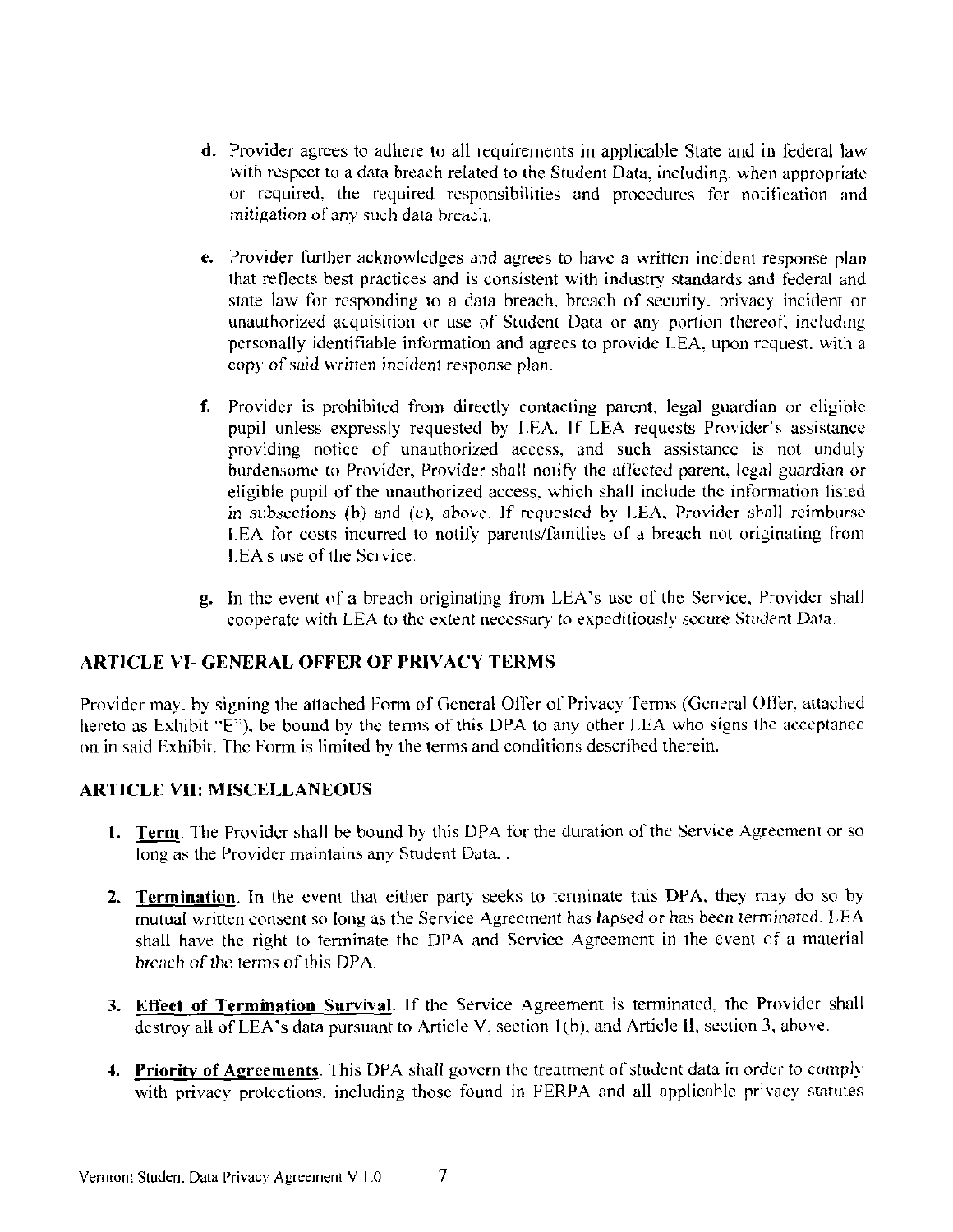d. Provider agrees to adhere to all requirements in applicable State and in federal law with respect to a data breach related to the Student Data, including, when appropriate or required, the required responsibilities and procedures for notification and mitigation of any such data breach.

e. Provider further acknowledges and agrees to have a written incident response plan that reflects best practices and is consistent with industry standards and federal and state law for responding to a data breach, breach of security, privacy incident or unauthorized acquisition or use of Student Data or any portion thereof, including personally identifiable information and agrees to provide LEA, upon request, with a copy of said written incident response plan.

f. Provider is prohibited from directly contacting parent, legal guardian or eligible pupil unless expressly requested by LEA. If LEA requests Provider's assistance providing notice of unauthorized access, and such assistance is not unduly burdensome to Provider, Provider shall notify the affected parent, legal guardian or eligible pupil of the unauthorized access, which shall include the information listed in subsections (b) and (c), above. If requested by LEA, Provider shall reimburse LEA for costs incurred to notify parents/families of a breach not originating from LEA's use of the Service.

g. In the event of a breach originating from LEA's use of the Service, Provider shall cooperate with LEA to the extent necessary to expeditiously secure Student Data.

## ARTICLE VI- GENERAL OFFER OF PRIVACY TERMS

Provider may, by signing the attached Form of General Offer of Privacy Terms (General Offer, attached hereto as Exhibit "E"), be bound by the terms of this DPA to any other LEA who signs the acceptance on in said Exhibit. The Form is limited by the terms and conditions described therein.

## ARTICLE VII: MISCELLANEOUS

1. **Term**. The Provider shall be bound by this DPA for the duration of the Service Agreement or so long as the Provider maintains any Student Data. .

2. **Termination**. In the event that either party seeks to terminate this DPA, they may do so by mutual written consent so long as the Service Agreement has lapsed or has been terminated. LEA shall have the right to terminate the DPA and Service Agreement in the event of a material breach of the terms of this DPA.

3. **Effect of Termination Survival**. If the Service Agreement is terminated, the Provider shall destroy all of LEA's data pursuant to Article V, section 1(b), and Article II, section 3, above.

4. **Priority of Agreements**. This DPA shall govern the treatment of student data in order to comply with privacy protections, including those found in FERPA and all applicable privacy statutes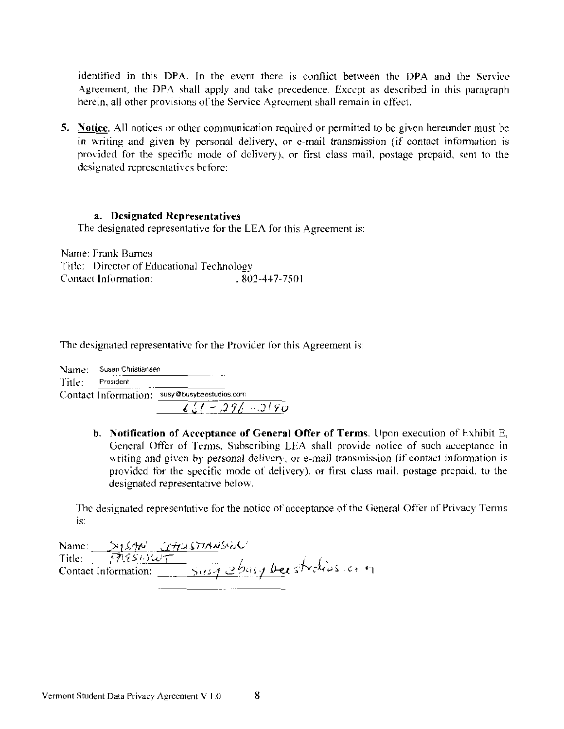identified in this DPA. In the event there is conflict between the DPA and the Service Agreement, the DPA shall apply and take precedence. Except as described in this paragraph herein, all other provisions of the Service Agreement shall remain in effect.

5. **Notice.** All notices or other communication required or permitted to be given hereunder must be in writing and given by personal delivery, or e-mail transmission (if contact information is provided for the specific mode of delivery), or first class mail, postage prepaid, sent to the designated representatives before:

**a. Designated Representatives**

The designated representative for the LEA for this Agreement is:

Name: Frank Barnes
Title: Director of Educational Technology
Contact Information: , 802-447-7501

The designated representative for the Provider for this Agreement is:

Name: Susan Christiansen
Title: President
Contact Information: susy@busybeestudios.com
661-296-2190

b. **Notification of Acceptance of General Offer of Terms.** Upon execution of Exhibit E, General Offer of Terms, Subscribing LEA shall provide notice of such acceptance in writing and given by personal delivery, or e-mail transmission (if contact information is provided for the specific mode of delivery), or first class mail, postage prepaid, to the designated representative below.

The designated representative for the notice of acceptance of the General Offer of Privacy Terms is:

Name: Susan Christiansen
Title: President
Contact Information: susy@busybeestudios.com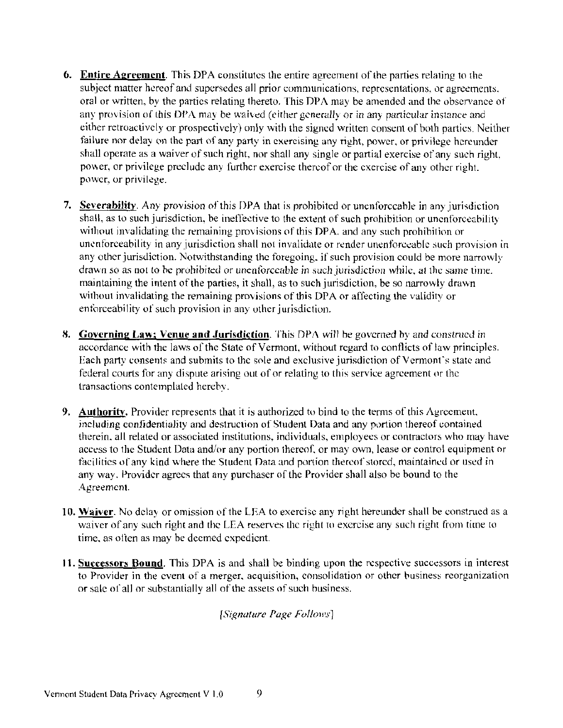6. **Entire Agreement**. This DPA constitutes the entire agreement of the parties relating to the subject matter hereof and supersedes all prior communications, representations, or agreements, oral or written, by the parties relating thereto. This DPA may be amended and the observance of any provision of this DPA may be waived (either generally or in any particular instance and either retroactively or prospectively) only with the signed written consent of both parties. Neither failure nor delay on the part of any party in exercising any right, power, or privilege hereunder shall operate as a waiver of such right, nor shall any single or partial exercise of any such right, power, or privilege preclude any further exercise thereof or the exercise of any other right, power, or privilege.

7. **Severability**. Any provision of this DPA that is prohibited or unenforceable in any jurisdiction shall, as to such jurisdiction, be ineffective to the extent of such prohibition or unenforceability without invalidating the remaining provisions of this DPA, and any such prohibition or unenforceability in any jurisdiction shall not invalidate or render unenforceable such provision in any other jurisdiction. Notwithstanding the foregoing, if such provision could be more narrowly drawn so as not to be prohibited or unenforceable in such jurisdiction while, at the same time, maintaining the intent of the parties, it shall, as to such jurisdiction, be so narrowly drawn without invalidating the remaining provisions of this DPA or affecting the validity or enforceability of such provision in any other jurisdiction.

8. **Governing Law; Venue and Jurisdiction**. This DPA will be governed by and construed in accordance with the laws of the State of Vermont, without regard to conflicts of law principles. Each party consents and submits to the sole and exclusive jurisdiction of Vermont's state and federal courts for any dispute arising out of or relating to this service agreement or the transactions contemplated hereby.

9. **Authority**. Provider represents that it is authorized to bind to the terms of this Agreement, including confidentiality and destruction of Student Data and any portion thereof contained therein, all related or associated institutions, individuals, employees or contractors who may have access to the Student Data and/or any portion thereof, or may own, lease or control equipment or facilities of any kind where the Student Data and portion thereof stored, maintained or used in any way. Provider agrees that any purchaser of the Provider shall also be bound to the Agreement.

10. **Waiver**. No delay or omission of the LEA to exercise any right hereunder shall be construed as a waiver of any such right and the LEA reserves the right to exercise any such right from time to time, as often as may be deemed expedient.

11. **Successors Bound**. This DPA is and shall be binding upon the respective successors in interest to Provider in the event of a merger, acquisition, consolidation or other business reorganization or sale of all or substantially all of the assets of such business.

*[Signature Page Follows]*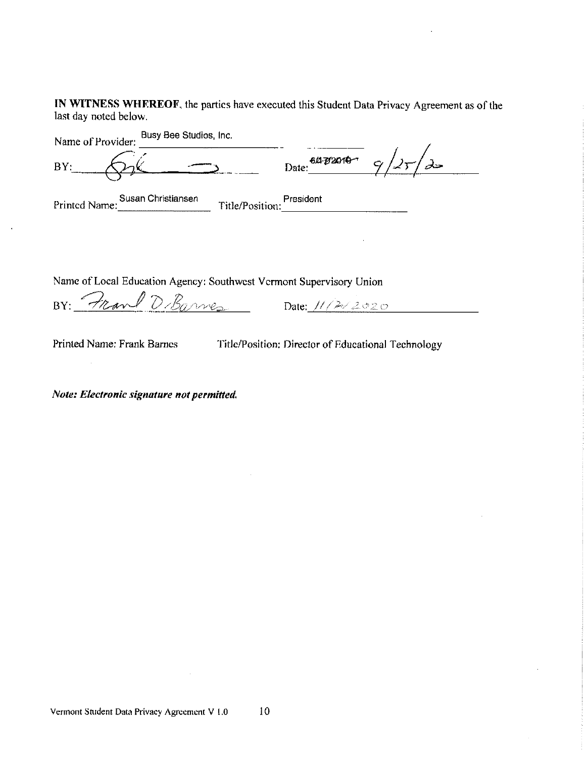**IN WITNESS WHEREOF**, the parties have executed this Student Data Privacy Agreement as of the last day noted below.

Name of Provider: Busy Bee Studios, Inc.

BY: _______________ Date: ~~6/17/2019~~ 9/25/20

Printed Name: Susan Christiansen Title/Position: President

Name of Local Education Agency: Southwest Vermont Supervisory Union

BY: Frank D. Barnes Date: 11/2/2020

Printed Name: Frank Barnes Title/Position: Director of Educational Technology

***Note: Electronic signature not permitted.***

Vermont Student Data Privacy Agreement V 1.0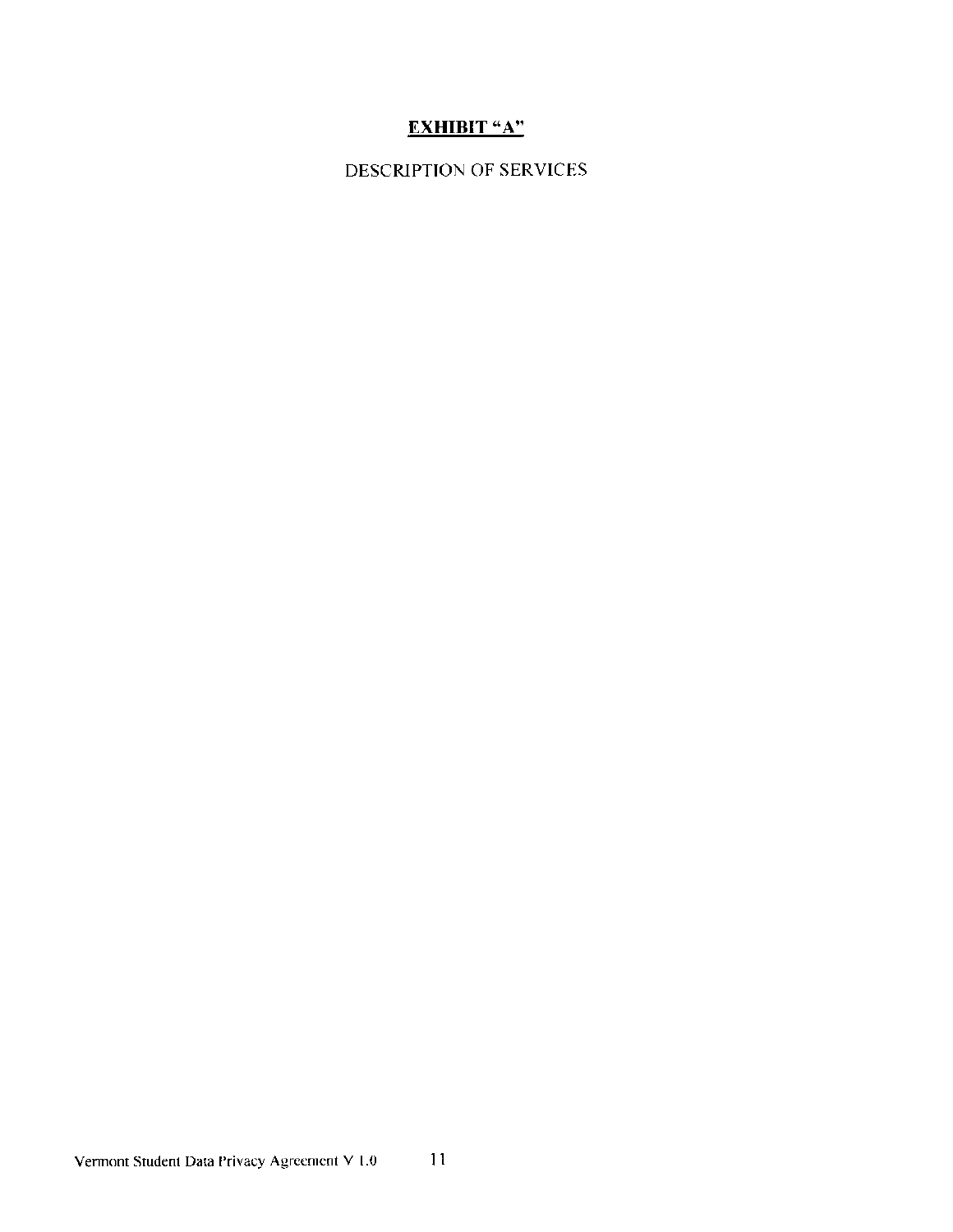## **EXHIBIT "A"**

DESCRIPTION OF SERVICES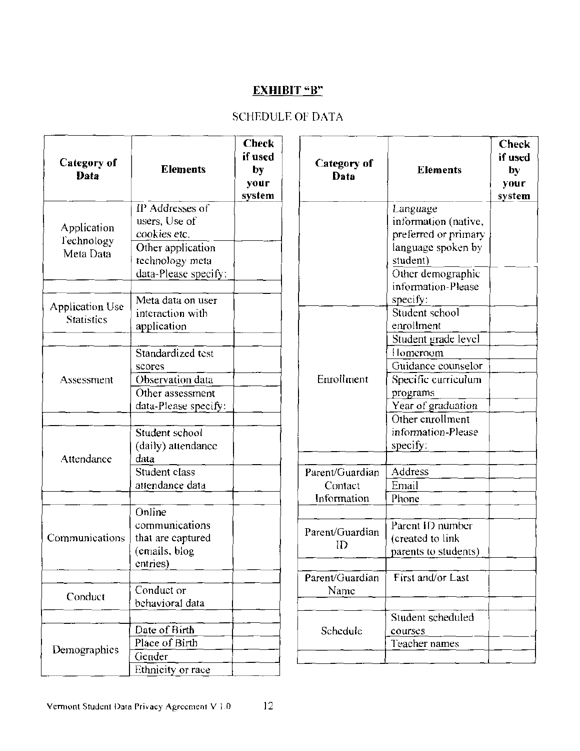## EXHIBIT "B"

SCHEDULE OF DATA

| Category of Data | Elements | Check if used by your system |
|---|---|---|
| Application Technology Meta Data | IP Addresses of users, Use of cookies etc. | |
| | Other application technology meta data-Please specify: | |
| | | |
| Application Use Statistics | Meta data on user interaction with application | |
| | | |
| Assessment | Standardized test scores | |
| | Observation data | |
| | Other assessment data-Please specify: | |
| | | |
| Attendance | Student school (daily) attendance data | |
| | Student class attendance data | |
| | | |
| Communications | Online communications that are captured (emails, blog entries) | |
| | | |
| Conduct | Conduct or behavioral data | |
| | | |
| Demographics | Date of Birth | |
| | Place of Birth | |
| | Gender | |
| | Ethnicity or race | |
| | Language information (native, preferred or primary language spoken by student) | |
| | Other demographic information-Please specify: | |
| Enrollment | Student school enrollment | |
| | Student grade level | |
| | Homeroom | |
| | Guidance counselor | |
| | Specific curriculum programs | |
| | Year of graduation | |
| | Other enrollment information-Please specify: | |
| | | |
| Parent/Guardian Contact Information | Address | |
| | Email | |
| | Phone | |
| | | |
| Parent/Guardian ID | Parent ID number (created to link parents to students) | |
| | | |
| Parent/Guardian Name | First and/or Last | |
| | | |
| Schedule | Student scheduled courses | |
| | Teacher names | |
| | | |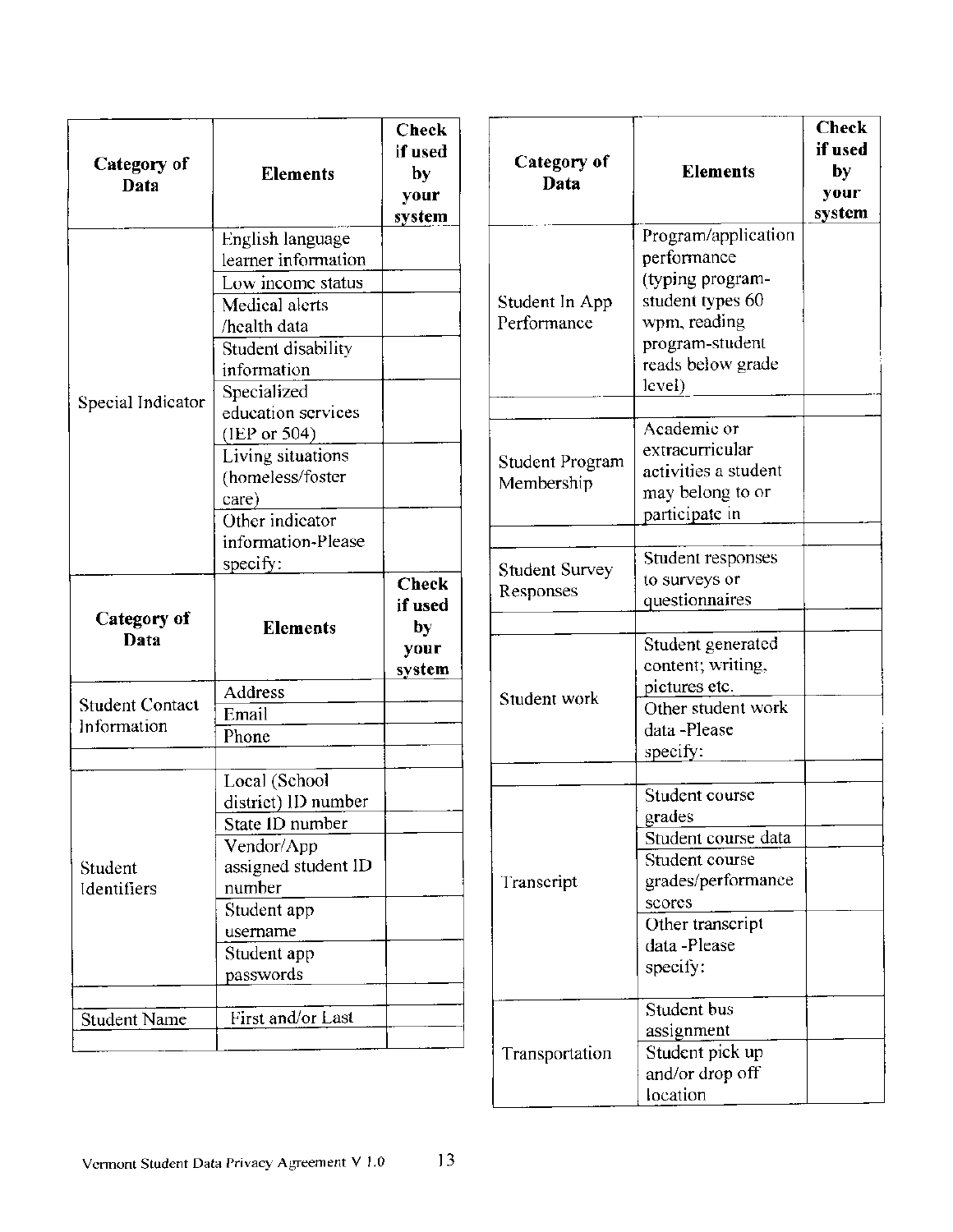| Category of Data | Elements | Check if used by your system |
|---|---|---|
| Special Indicator | English language learner information | |
| | Low income status | |
| | Medical alerts /health data | |
| | Student disability information | |
| | Specialized education services (IEP or 504) | |
| | Living situations (homeless/foster care) | |
| | Other indicator information-Please specify: | |

| Category of Data | Elements | Check if used by your system |
|---|---|---|
| Student Contact Information | Address | |
| | Email | |
| | Phone | |
| | | |
| Student Identifiers | Local (School district) ID number | |
| | State ID number | |
| | Vendor/App assigned student ID number | |
| | Student app username | |
| | Student app passwords | |
| | | |
| Student Name | First and/or Last | |
| | | |

| Category of Data | Elements | Check if used by your system |
|---|---|---|
| Student In App Performance | Program/application performance (typing program-student types 60 wpm, reading program-student reads below grade level) | |
| | | |
| Student Program Membership | Academic or extracurricular activities a student may belong to or participate in | |
| | | |
| Student Survey Responses | Student responses to surveys or questionnaires | |
| | | |
| Student work | Student generated content; writing, pictures etc. | |
| | Other student work data -Please specify: | |
| | | |
| Transcript | Student course grades | |
| | Student course data | |
| | Student course grades/performance scores | |
| | Other transcript data -Please specify: | |
| | | |
| Transportation | Student bus assignment | |
| | Student pick up and/or drop off location | |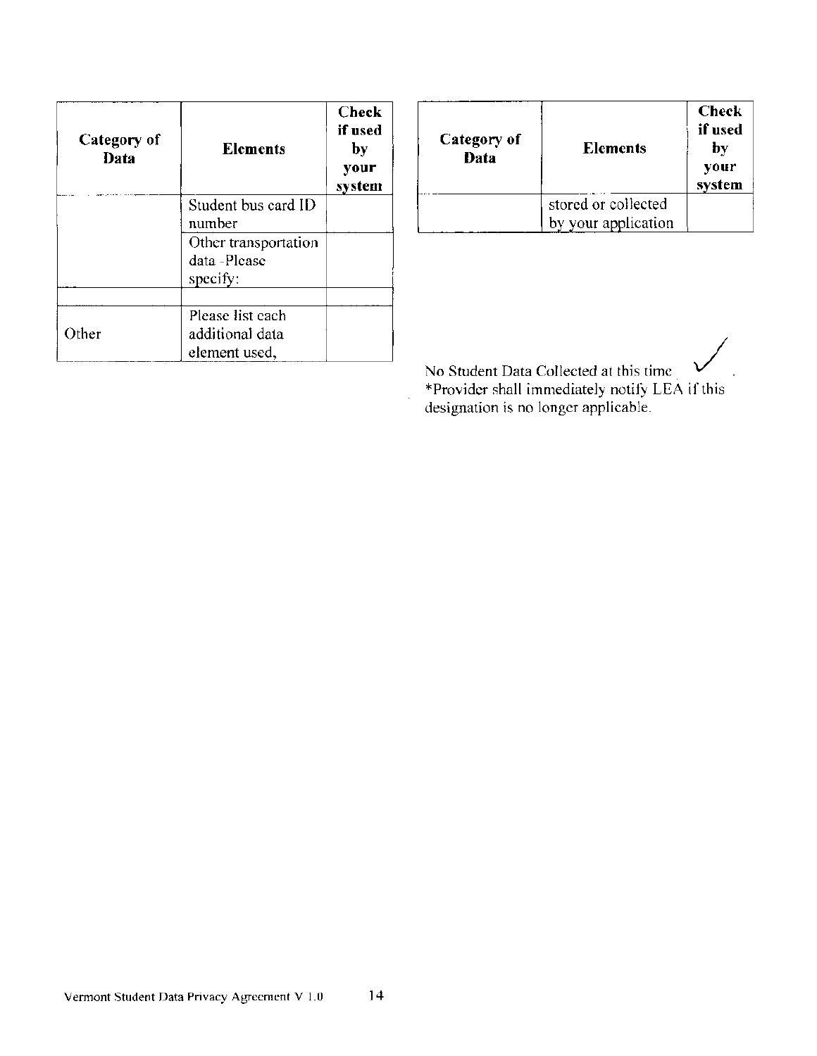| Category of Data | Elements | Check if used by your system |
|---|---|---|
| | Student bus card ID number | |
| | Other transportation data -Please specify: | |
| | | |
| Other | Please list each additional data element used, | |

| Category of Data | Elements | Check if used by your system |
|---|---|---|
| | stored or collected by your application | |

No Student Data Collected at this time ✓.

*Provider shall immediately notify LEA if this designation is no longer applicable.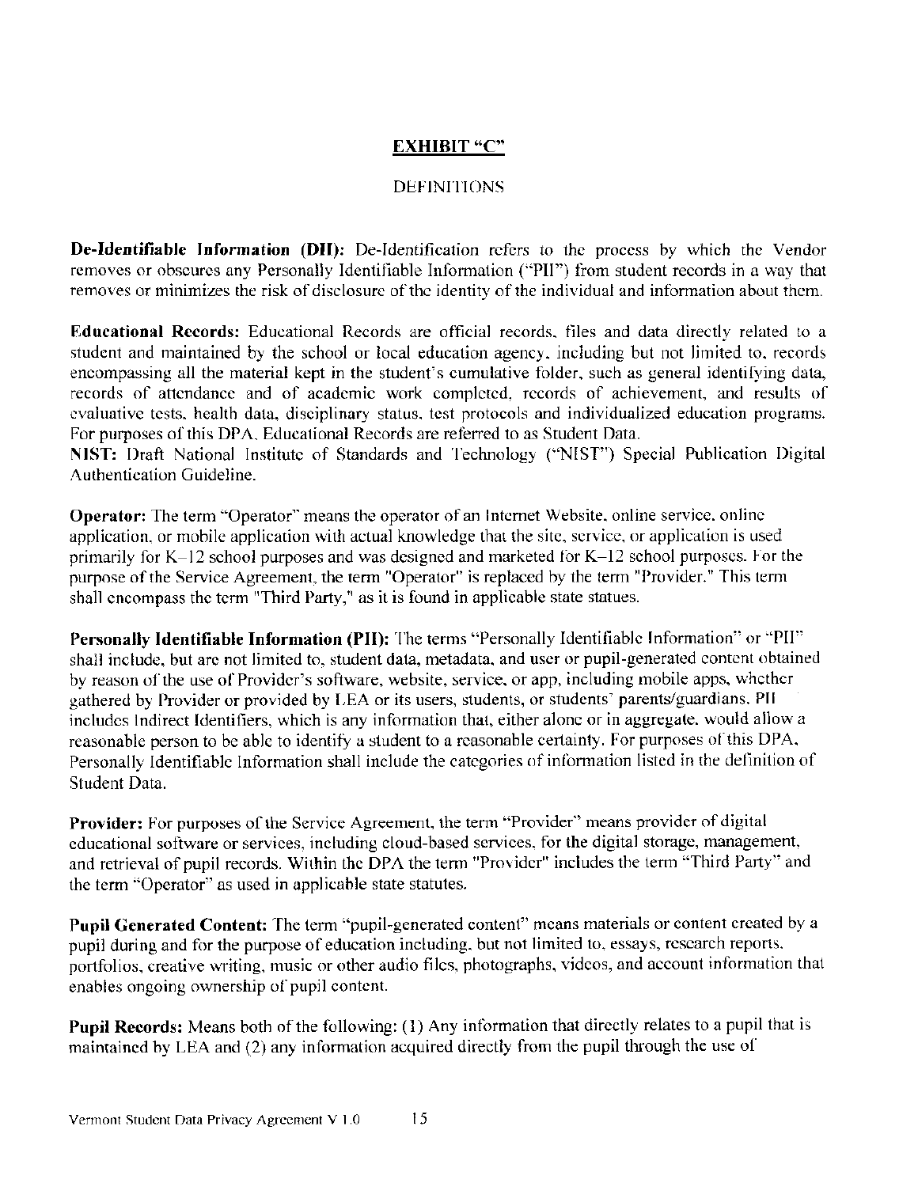## EXHIBIT "C"

### DEFINITIONS

**De-Identifiable Information (DII):** De-Identification refers to the process by which the Vendor removes or obscures any Personally Identifiable Information ("PII") from student records in a way that removes or minimizes the risk of disclosure of the identity of the individual and information about them.

**Educational Records:** Educational Records are official records, files and data directly related to a student and maintained by the school or local education agency, including but not limited to, records encompassing all the material kept in the student's cumulative folder, such as general identifying data, records of attendance and of academic work completed, records of achievement, and results of evaluative tests, health data, disciplinary status, test protocols and individualized education programs. For purposes of this DPA, Educational Records are referred to as Student Data.

**NIST:** Draft National Institute of Standards and Technology ("NIST") Special Publication Digital Authentication Guideline.

**Operator:** The term "Operator" means the operator of an Internet Website, online service, online application, or mobile application with actual knowledge that the site, service, or application is used primarily for K–12 school purposes and was designed and marketed for K–12 school purposes. For the purpose of the Service Agreement, the term "Operator" is replaced by the term "Provider." This term shall encompass the term "Third Party," as it is found in applicable state statues.

**Personally Identifiable Information (PII):** The terms "Personally Identifiable Information" or "PII" shall include, but are not limited to, student data, metadata, and user or pupil-generated content obtained by reason of the use of Provider's software, website, service, or app, including mobile apps, whether gathered by Provider or provided by LEA or its users, students, or students' parents/guardians. PII includes Indirect Identifiers, which is any information that, either alone or in aggregate, would allow a reasonable person to be able to identify a student to a reasonable certainty. For purposes of this DPA, Personally Identifiable Information shall include the categories of information listed in the definition of Student Data.

**Provider:** For purposes of the Service Agreement, the term "Provider" means provider of digital educational software or services, including cloud-based services, for the digital storage, management, and retrieval of pupil records. Within the DPA the term "Provider" includes the term "Third Party" and the term "Operator" as used in applicable state statutes.

**Pupil Generated Content:** The term "pupil-generated content" means materials or content created by a pupil during and for the purpose of education including, but not limited to, essays, research reports, portfolios, creative writing, music or other audio files, photographs, videos, and account information that enables ongoing ownership of pupil content.

**Pupil Records:** Means both of the following: (1) Any information that directly relates to a pupil that is maintained by LEA and (2) any information acquired directly from the pupil through the use of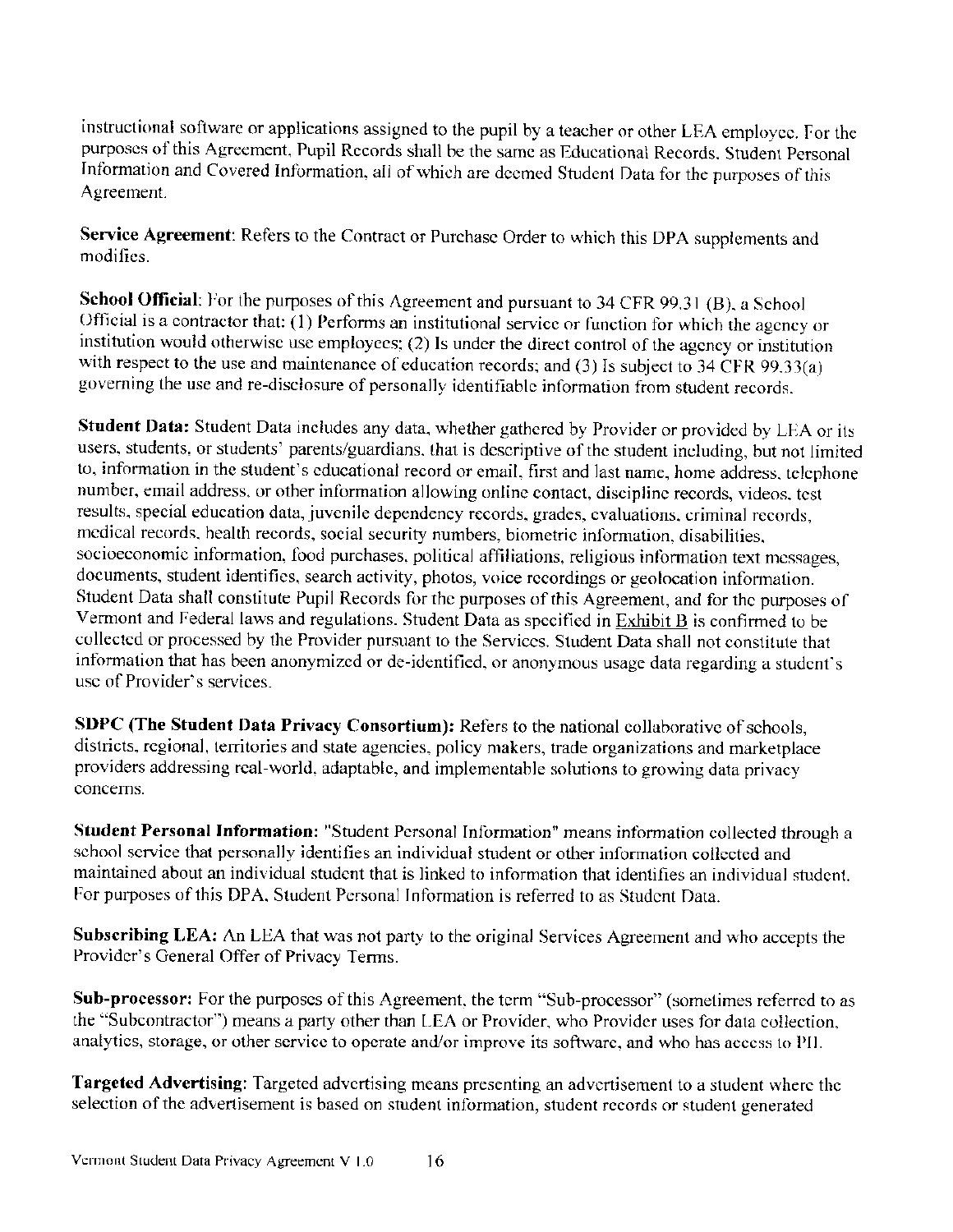instructional software or applications assigned to the pupil by a teacher or other LEA employee. For the purposes of this Agreement, Pupil Records shall be the same as Educational Records, Student Personal Information and Covered Information, all of which are deemed Student Data for the purposes of this Agreement.

**Service Agreement**: Refers to the Contract or Purchase Order to which this DPA supplements and modifies.

**School Official**: For the purposes of this Agreement and pursuant to 34 CFR 99.31 (B), a School Official is a contractor that: (1) Performs an institutional service or function for which the agency or institution would otherwise use employees; (2) Is under the direct control of the agency or institution with respect to the use and maintenance of education records; and (3) Is subject to 34 CFR 99.33(a) governing the use and re-disclosure of personally identifiable information from student records.

**Student Data:** Student Data includes any data, whether gathered by Provider or provided by LEA or its users, students, or students' parents/guardians, that is descriptive of the student including, but not limited to, information in the student's educational record or email, first and last name, home address, telephone number, email address, or other information allowing online contact, discipline records, videos, test results, special education data, juvenile dependency records, grades, evaluations, criminal records, medical records, health records, social security numbers, biometric information, disabilities, socioeconomic information, food purchases, political affiliations, religious information text messages, documents, student identifies, search activity, photos, voice recordings or geolocation information. Student Data shall constitute Pupil Records for the purposes of this Agreement, and for the purposes of Vermont and Federal laws and regulations. Student Data as specified in Exhibit B is confirmed to be collected or processed by the Provider pursuant to the Services. Student Data shall not constitute that information that has been anonymized or de-identified, or anonymous usage data regarding a student's use of Provider's services.

**SDPC (The Student Data Privacy Consortium):** Refers to the national collaborative of schools, districts, regional, territories and state agencies, policy makers, trade organizations and marketplace providers addressing real-world, adaptable, and implementable solutions to growing data privacy concerns.

**Student Personal Information:** "Student Personal Information" means information collected through a school service that personally identifies an individual student or other information collected and maintained about an individual student that is linked to information that identifies an individual student. For purposes of this DPA, Student Personal Information is referred to as Student Data.

**Subscribing LEA:** An LEA that was not party to the original Services Agreement and who accepts the Provider's General Offer of Privacy Terms.

**Sub-processor:** For the purposes of this Agreement, the term "Sub-processor" (sometimes referred to as the "Subcontractor") means a party other than LEA or Provider, who Provider uses for data collection, analytics, storage, or other service to operate and/or improve its software, and who has access to PII.

**Targeted Advertising:** Targeted advertising means presenting an advertisement to a student where the selection of the advertisement is based on student information, student records or student generated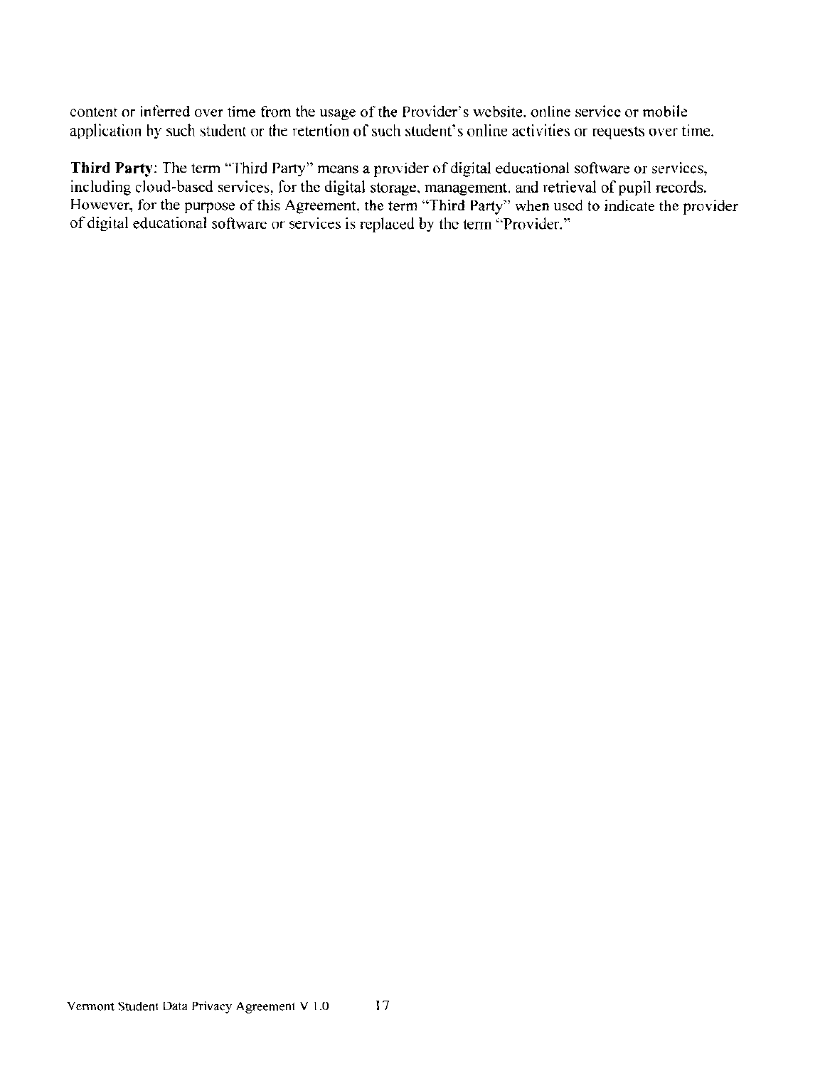content or inferred over time from the usage of the Provider's website, online service or mobile application by such student or the retention of such student's online activities or requests over time.

**Third Party**: The term "Third Party" means a provider of digital educational software or services, including cloud-based services, for the digital storage, management, and retrieval of pupil records. However, for the purpose of this Agreement, the term "Third Party" when used to indicate the provider of digital educational software or services is replaced by the term "Provider."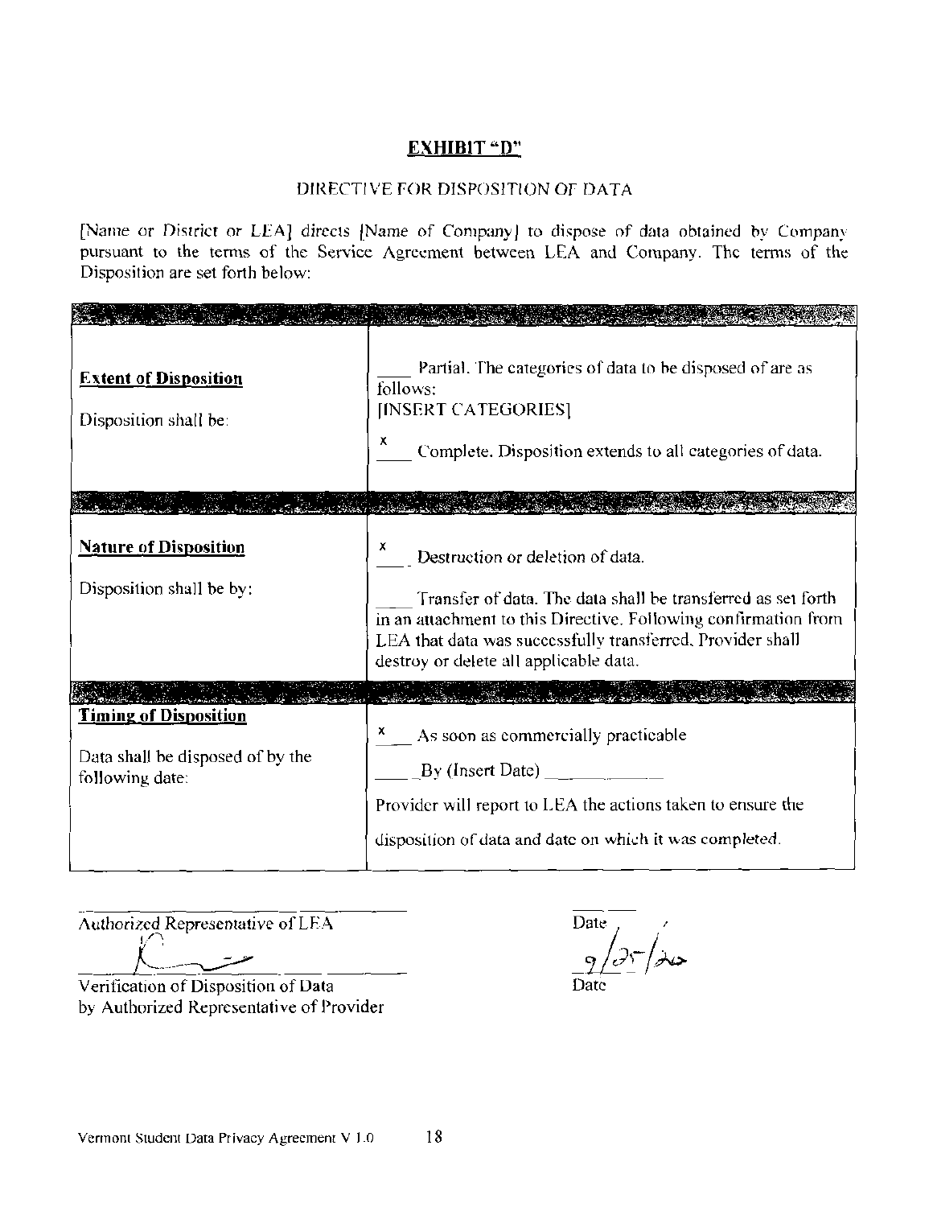## EXHIBIT "D"

DIRECTIVE FOR DISPOSITION OF DATA

[Name or District or LEA] directs [Name of Company] to dispose of data obtained by Company pursuant to the terms of the Service Agreement between LEA and Company. The terms of the Disposition are set forth below:

| | |
|---|---|
| **Extent of Disposition**<br><br>Disposition shall be: | ____ Partial. The categories of data to be disposed of are as follows:<br>[INSERT CATEGORIES]<br><br>_x_ Complete. Disposition extends to all categories of data. |
| | |
| **Nature of Disposition**<br><br>Disposition shall be by: | _x_ Destruction or deletion of data.<br><br>____ Transfer of data. The data shall be transferred as set forth in an attachment to this Directive. Following confirmation from LEA that data was successfully transferred, Provider shall destroy or delete all applicable data. |
| | |
| **Timing of Disposition**<br><br>Data shall be disposed of by the following date: | _x_ As soon as commercially practicable<br><br>____ By (Insert Date) ____________<br><br>Provider will report to LEA the actions taken to ensure the disposition of data and date on which it was completed. |

Authorized Representative of LEA ______________________ Date ______________

Verification of Disposition of Data by Authorized Representative of Provider ______________________ Date 9/25/20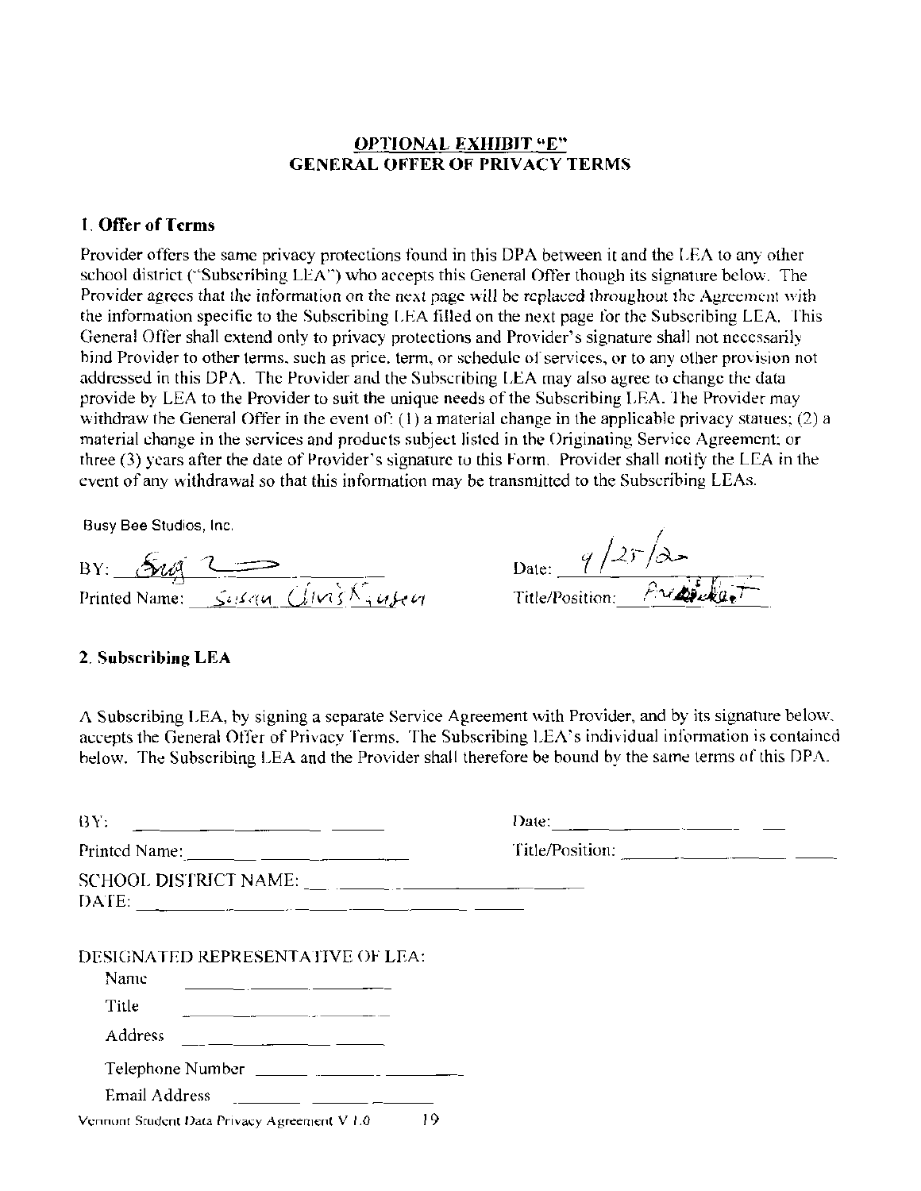## OPTIONAL EXHIBIT "E"
## GENERAL OFFER OF PRIVACY TERMS

### 1. Offer of Terms

Provider offers the same privacy protections found in this DPA between it and the LEA to any other school district ("Subscribing LEA") who accepts this General Offer though its signature below. The Provider agrees that the information on the next page will be replaced throughout the Agreement with the information specific to the Subscribing LEA filled on the next page for the Subscribing LEA. This General Offer shall extend only to privacy protections and Provider's signature shall not necessarily bind Provider to other terms, such as price, term, or schedule of services, or to any other provision not addressed in this DPA. The Provider and the Subscribing LEA may also agree to change the data provide by LEA to the Provider to suit the unique needs of the Subscribing LEA. The Provider may withdraw the General Offer in the event of: (1) a material change in the applicable privacy statues; (2) a material change in the services and products subject listed in the Originating Service Agreement; or three (3) years after the date of Provider's signature to this Form. Provider shall notify the LEA in the event of any withdrawal so that this information may be transmitted to the Subscribing LEAs.

Busy Bee Studios, Inc.

BY: *[signature]* Date: 9/25/20

Printed Name: Susan Christiansen Title/Position: President

### 2. Subscribing LEA

A Subscribing LEA, by signing a separate Service Agreement with Provider, and by its signature below, accepts the General Offer of Privacy Terms. The Subscribing LEA's individual information is contained below. The Subscribing LEA and the Provider shall therefore be bound by the same terms of this DPA.

BY: ____________________ Date: ____________________

Printed Name: ____________________ Title/Position: ____________________

SCHOOL DISTRICT NAME: ____________________

DATE: ____________________

DESIGNATED REPRESENTATIVE OF LEA:

Name ____________________

Title ____________________

Address ____________________

Telephone Number ____________________

Email Address ____________________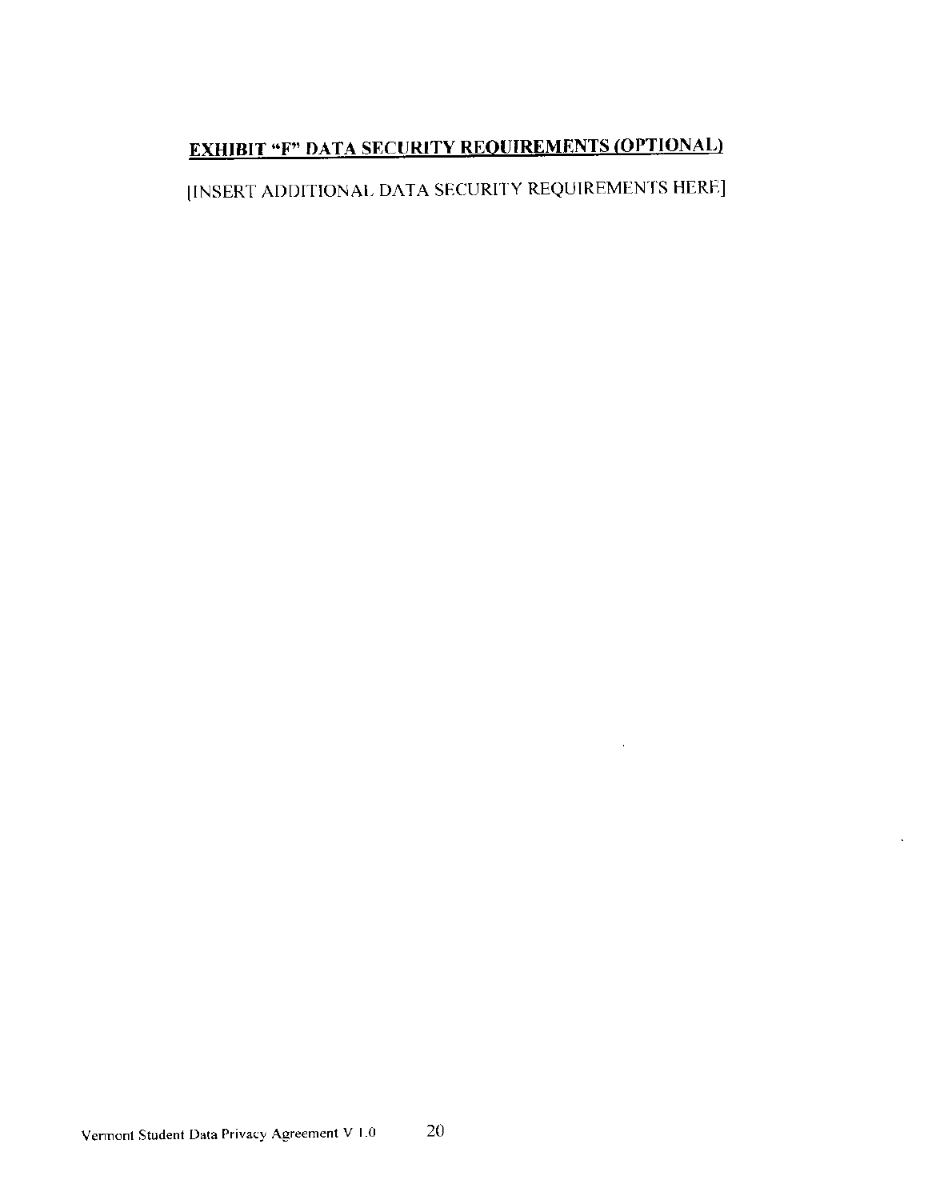## EXHIBIT "F" DATA SECURITY REQUIREMENTS (OPTIONAL)

[INSERT ADDITIONAL DATA SECURITY REQUIREMENTS HERE]